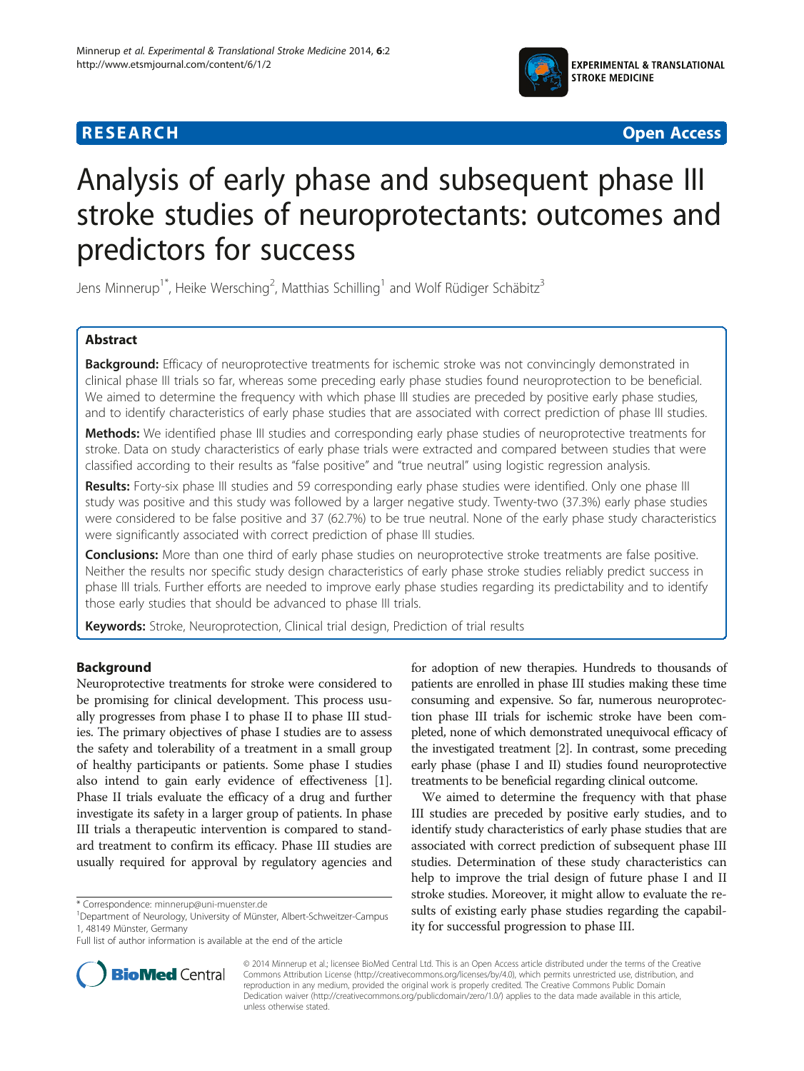**RESEARCH** **Open Access**

# Analysis of early phase and subsequent phase III stroke studies of neuroprotectants: outcomes and predictors for success

Jens Minnerup[1*], Heike Wersching[2], Matthias Schilling[1] and Wolf Rüdiger Schäbitz[3]

## Abstract

**Background:** Efficacy of neuroprotective treatments for ischemic stroke was not convincingly demonstrated in clinical phase III trials so far, whereas some preceding early phase studies found neuroprotection to be beneficial. We aimed to determine the frequency with which phase III studies are preceded by positive early phase studies, and to identify characteristics of early phase studies that are associated with correct prediction of phase III studies.

**Methods:** We identified phase III studies and corresponding early phase studies of neuroprotective treatments for stroke. Data on study characteristics of early phase trials were extracted and compared between studies that were classified according to their results as "false positive" and "true neutral" using logistic regression analysis.

**Results:** Forty-six phase III studies and 59 corresponding early phase studies were identified. Only one phase III study was positive and this study was followed by a larger negative study. Twenty-two (37.3%) early phase studies were considered to be false positive and 37 (62.7%) to be true neutral. None of the early phase study characteristics were significantly associated with correct prediction of phase III studies.

**Conclusions:** More than one third of early phase studies on neuroprotective stroke treatments are false positive. Neither the results nor specific study design characteristics of early phase stroke studies reliably predict success in phase III trials. Further efforts are needed to improve early phase studies regarding its predictability and to identify those early studies that should be advanced to phase III trials.

**Keywords:** Stroke, Neuroprotection, Clinical trial design, Prediction of trial results

## Background

Neuroprotective treatments for stroke were considered to be promising for clinical development. This process usually progresses from phase I to phase II to phase III studies. The primary objectives of phase I studies are to assess the safety and tolerability of a treatment in a small group of healthy participants or patients. Some phase I studies also intend to gain early evidence of effectiveness [1]. Phase II trials evaluate the efficacy of a drug and further investigate its safety in a larger group of patients. In phase III trials a therapeutic intervention is compared to standard treatment to confirm its efficacy. Phase III studies are usually required for approval by regulatory agencies and for adoption of new therapies. Hundreds to thousands of patients are enrolled in phase III studies making these time consuming and expensive. So far, numerous neuroprotection phase III trials for ischemic stroke have been completed, none of which demonstrated unequivocal efficacy of the investigated treatment [2]. In contrast, some preceding early phase (phase I and II) studies found neuroprotective treatments to be beneficial regarding clinical outcome.

We aimed to determine the frequency with that phase III studies are preceded by positive early studies, and to identify study characteristics of early phase studies that are associated with correct prediction of subsequent phase III studies. Determination of these study characteristics can help to improve the trial design of future phase I and II stroke studies. Moreover, it might allow to evaluate the results of existing early phase studies regarding the capability for successful progression to phase III.

\* Correspondence: minnerup@uni-muenster.de

[1]Department of Neurology, University of Münster, Albert-Schweitzer-Campus 1, 48149 Münster, Germany

Full list of author information is available at the end of the article

© 2014 Minnerup et al.; licensee BioMed Central Ltd. This is an Open Access article distributed under the terms of the Creative Commons Attribution License (http://creativecommons.org/licenses/by/4.0), which permits unrestricted use, distribution, and reproduction in any medium, provided the original work is properly credited. The Creative Commons Public Domain Dedication waiver (http://creativecommons.org/publicdomain/zero/1.0/) applies to the data made available in this article, unless otherwise stated.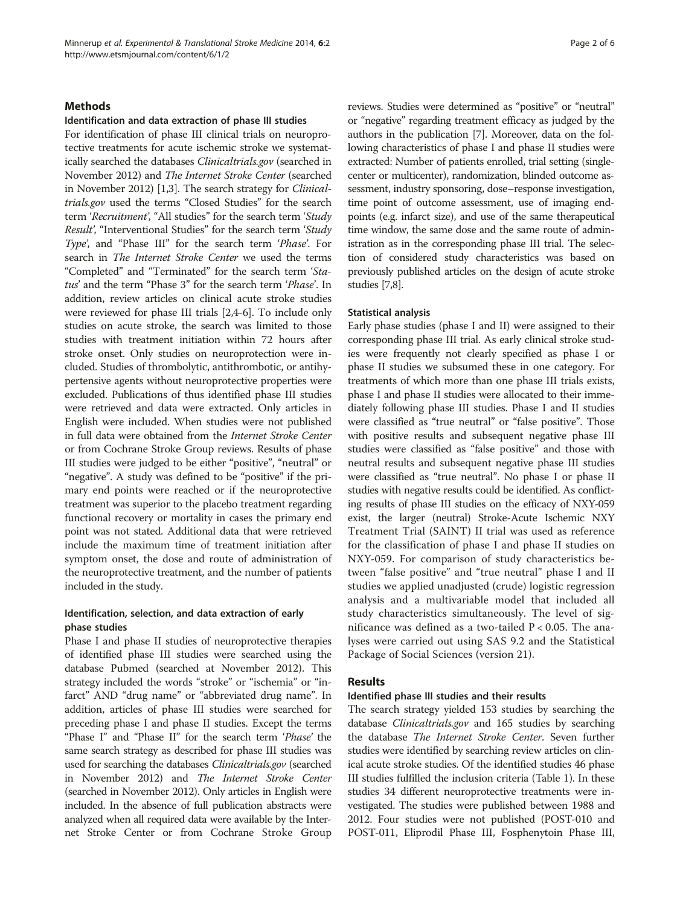## Methods

### Identification and data extraction of phase III studies

For identification of phase III clinical trials on neuroprotective treatments for acute ischemic stroke we systematically searched the databases *Clinicaltrials.gov* (searched in November 2012) and *The Internet Stroke Center* (searched in November 2012) [1,3]. The search strategy for *Clinicaltrials.gov* used the terms "Closed Studies" for the search term '*Recruitment*', "All studies" for the search term '*Study Result*', "Interventional Studies" for the search term '*Study Type*', and "Phase III" for the search term '*Phase*'. For search in *The Internet Stroke Center* we used the terms "Completed" and "Terminated" for the search term '*Status*' and the term "Phase 3" for the search term '*Phase*'. In addition, review articles on clinical acute stroke studies were reviewed for phase III trials [2,4-6]. To include only studies on acute stroke, the search was limited to those studies with treatment initiation within 72 hours after stroke onset. Only studies on neuroprotection were included. Studies of thrombolytic, antithrombotic, or antihypertensive agents without neuroprotective properties were excluded. Publications of thus identified phase III studies were retrieved and data were extracted. Only articles in English were included. When studies were not published in full data were obtained from the *Internet Stroke Center* or from Cochrane Stroke Group reviews. Results of phase III studies were judged to be either "positive", "neutral" or "negative". A study was defined to be "positive" if the primary end points were reached or if the neuroprotective treatment was superior to the placebo treatment regarding functional recovery or mortality in cases the primary end point was not stated. Additional data that were retrieved include the maximum time of treatment initiation after symptom onset, the dose and route of administration of the neuroprotective treatment, and the number of patients included in the study.

### Identification, selection, and data extraction of early phase studies

Phase I and phase II studies of neuroprotective therapies of identified phase III studies were searched using the database Pubmed (searched at November 2012). This strategy included the words "stroke" or "ischemia" or "infarct" AND "drug name" or "abbreviated drug name". In addition, articles of phase III studies were searched for preceding phase I and phase II studies. Except the terms "Phase I" and "Phase II" for the search term '*Phase*' the same search strategy as described for phase III studies was used for searching the databases *Clinicaltrials.gov* (searched in November 2012) and *The Internet Stroke Center* (searched in November 2012). Only articles in English were included. In the absence of full publication abstracts were analyzed when all required data were available by the Internet Stroke Center or from Cochrane Stroke Group reviews. Studies were determined as "positive" or "neutral" or "negative" regarding treatment efficacy as judged by the authors in the publication [7]. Moreover, data on the following characteristics of phase I and phase II studies were extracted: Number of patients enrolled, trial setting (single-center or multicenter), randomization, blinded outcome assessment, industry sponsoring, dose–response investigation, time point of outcome assessment, use of imaging endpoints (e.g. infarct size), and use of the same therapeutical time window, the same dose and the same route of administration as in the corresponding phase III trial. The selection of considered study characteristics was based on previously published articles on the design of acute stroke studies [7,8].

### Statistical analysis

Early phase studies (phase I and II) were assigned to their corresponding phase III trial. As early clinical stroke studies were frequently not clearly specified as phase I or phase II studies we subsumed these in one category. For treatments of which more than one phase III trials exists, phase I and phase II studies were allocated to their immediately following phase III studies. Phase I and II studies were classified as "true neutral" or "false positive". Those with positive results and subsequent negative phase III studies were classified as "false positive" and those with neutral results and subsequent negative phase III studies were classified as "true neutral". No phase I or phase II studies with negative results could be identified. As conflicting results of phase III studies on the efficacy of NXY-059 exist, the larger (neutral) Stroke-Acute Ischemic NXY Treatment Trial (SAINT) II trial was used as reference for the classification of phase I and phase II studies on NXY-059. For comparison of study characteristics between "false positive" and "true neutral" phase I and II studies we applied unadjusted (crude) logistic regression analysis and a multivariable model that included all study characteristics simultaneously. The level of significance was defined as a two-tailed $P < 0.05$. The analyses were carried out using SAS 9.2 and the Statistical Package of Social Sciences (version 21).

## Results

### Identified phase III studies and their results

The search strategy yielded 153 studies by searching the database *Clinicaltrials.gov* and 165 studies by searching the database *The Internet Stroke Center*. Seven further studies were identified by searching review articles on clinical acute stroke studies. Of the identified studies 46 phase III studies fulfilled the inclusion criteria (Table 1). In these studies 34 different neuroprotective treatments were investigated. The studies were published between 1988 and 2012. Four studies were not published (POST-010 and POST-011, Eliprodil Phase III, Fosphenytoin Phase III,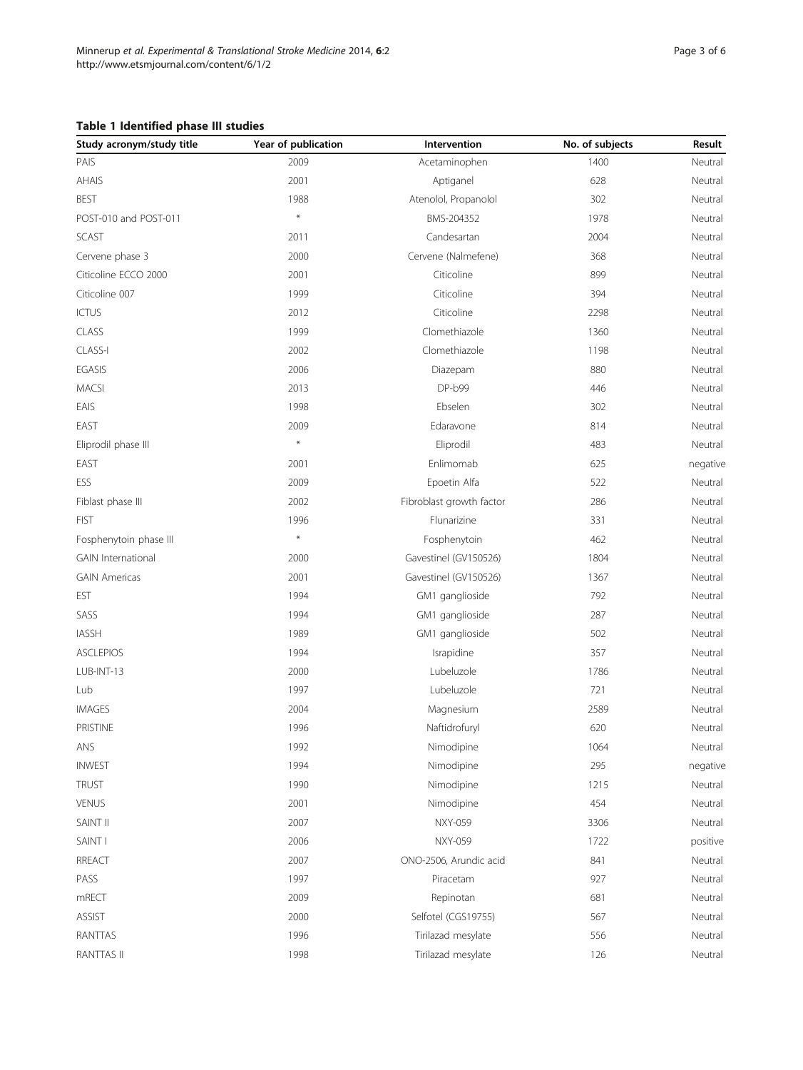**Table 1 Identified phase III studies**

| Study acronym/study title | Year of publication | Intervention | No. of subjects | Result |
|---|---|---|---|---|
| PAIS | 2009 | Acetaminophen | 1400 | Neutral |
| AHAIS | 2001 | Aptiganel | 628 | Neutral |
| BEST | 1988 | Atenolol, Propanolol | 302 | Neutral |
| POST-010 and POST-011 | * | BMS-204352 | 1978 | Neutral |
| SCAST | 2011 | Candesartan | 2004 | Neutral |
| Cervene phase 3 | 2000 | Cervene (Nalmefene) | 368 | Neutral |
| Citicoline ECCO 2000 | 2001 | Citicoline | 899 | Neutral |
| Citicoline 007 | 1999 | Citicoline | 394 | Neutral |
| ICTUS | 2012 | Citicoline | 2298 | Neutral |
| CLASS | 1999 | Clomethiazole | 1360 | Neutral |
| CLASS-I | 2002 | Clomethiazole | 1198 | Neutral |
| EGASIS | 2006 | Diazepam | 880 | Neutral |
| MACSI | 2013 | DP-b99 | 446 | Neutral |
| EAIS | 1998 | Ebselen | 302 | Neutral |
| EAST | 2009 | Edaravone | 814 | Neutral |
| Eliprodil phase III | * | Eliprodil | 483 | Neutral |
| EAST | 2001 | Enlimomab | 625 | negative |
| ESS | 2009 | Epoetin Alfa | 522 | Neutral |
| Fiblast phase III | 2002 | Fibroblast growth factor | 286 | Neutral |
| FIST | 1996 | Flunarizine | 331 | Neutral |
| Fosphenytoin phase III | * | Fosphenytoin | 462 | Neutral |
| GAIN International | 2000 | Gavestinel (GV150526) | 1804 | Neutral |
| GAIN Americas | 2001 | Gavestinel (GV150526) | 1367 | Neutral |
| EST | 1994 | GM1 ganglioside | 792 | Neutral |
| SASS | 1994 | GM1 ganglioside | 287 | Neutral |
| IASSH | 1989 | GM1 ganglioside | 502 | Neutral |
| ASCLEPIOS | 1994 | Israpidine | 357 | Neutral |
| LUB-INT-13 | 2000 | Lubeluzole | 1786 | Neutral |
| Lub | 1997 | Lubeluzole | 721 | Neutral |
| IMAGES | 2004 | Magnesium | 2589 | Neutral |
| PRISTINE | 1996 | Naftidrofuryl | 620 | Neutral |
| ANS | 1992 | Nimodipine | 1064 | Neutral |
| INWEST | 1994 | Nimodipine | 295 | negative |
| TRUST | 1990 | Nimodipine | 1215 | Neutral |
| VENUS | 2001 | Nimodipine | 454 | Neutral |
| SAINT II | 2007 | NXY-059 | 3306 | Neutral |
| SAINT I | 2006 | NXY-059 | 1722 | positive |
| RREACT | 2007 | ONO-2506, Arundic acid | 841 | Neutral |
| PASS | 1997 | Piracetam | 927 | Neutral |
| mRECT | 2009 | Repinotan | 681 | Neutral |
| ASSIST | 2000 | Selfotel (CGS19755) | 567 | Neutral |
| RANTTAS | 1996 | Tirilazad mesylate | 556 | Neutral |
| RANTTAS II | 1998 | Tirilazad mesylate | 126 | Neutral |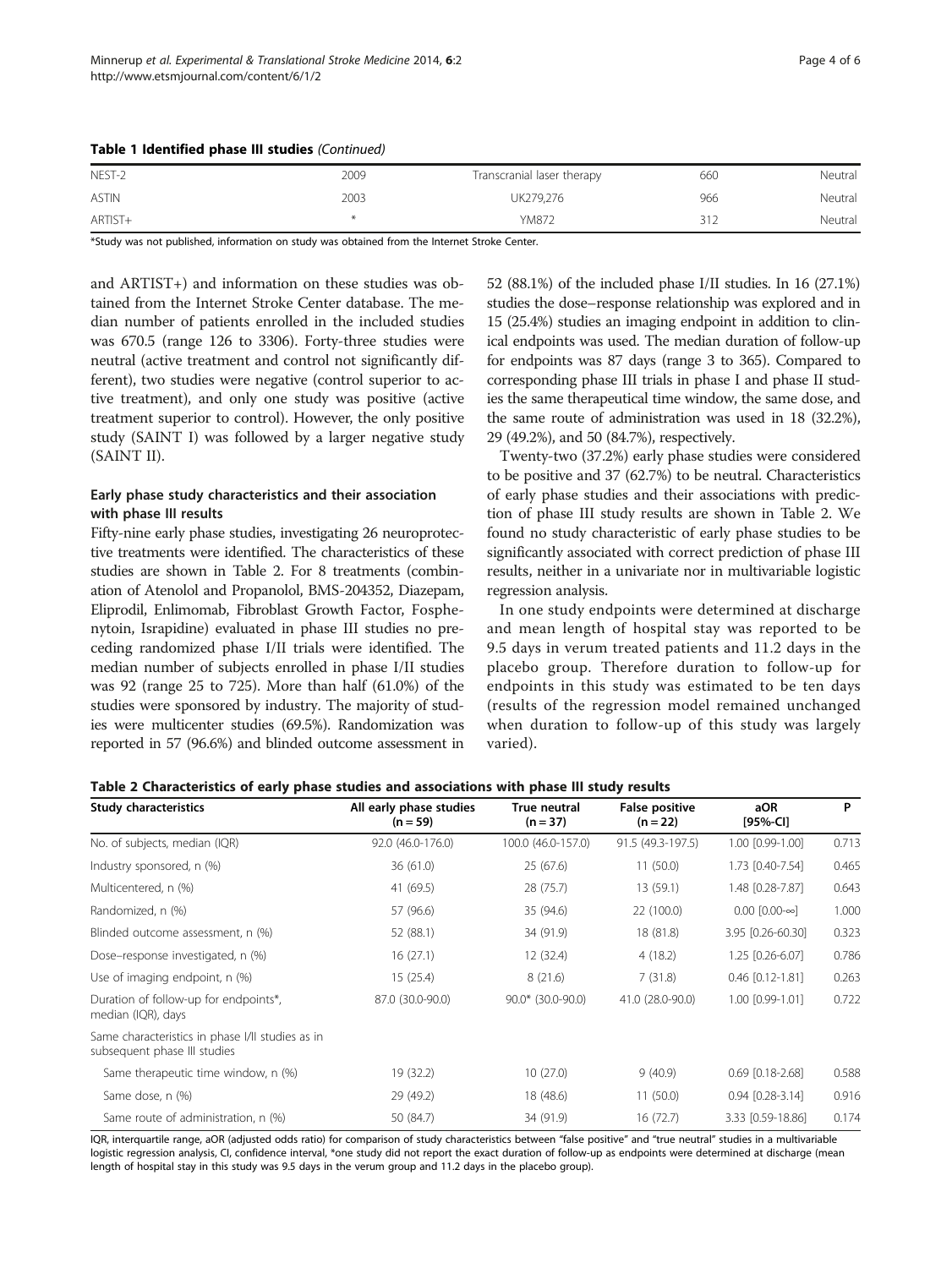**Table 1 Identified phase III studies** *(Continued)*

| | | | | |
|---|---|---|---|---|
| NEST-2 | 2009 | Transcranial laser therapy | 660 | Neutral |
| ASTIN | 2003 | UK279,276 | 966 | Neutral |
| ARTIST+ | * | YM872 | 312 | Neutral |

*Study was not published, information on study was obtained from the Internet Stroke Center.

and ARTIST+) and information on these studies was obtained from the Internet Stroke Center database. The median number of patients enrolled in the included studies was 670.5 (range 126 to 3306). Forty-three studies were neutral (active treatment and control not significantly different), two studies were negative (control superior to active treatment), and only one study was positive (active treatment superior to control). However, the only positive study (SAINT I) was followed by a larger negative study (SAINT II).

### Early phase study characteristics and their association with phase III results

Fifty-nine early phase studies, investigating 26 neuroprotective treatments were identified. The characteristics of these studies are shown in Table 2. For 8 treatments (combination of Atenolol and Propanolol, BMS-204352, Diazepam, Eliprodil, Enlimomab, Fibroblast Growth Factor, Fosphenytoin, Israpidine) evaluated in phase III studies no preceding randomized phase I/II trials were identified. The median number of subjects enrolled in phase I/II studies was 92 (range 25 to 725). More than half (61.0%) of the studies were sponsored by industry. The majority of studies were multicenter studies (69.5%). Randomization was reported in 57 (96.6%) and blinded outcome assessment in 52 (88.1%) of the included phase I/II studies. In 16 (27.1%) studies the dose–response relationship was explored and in 15 (25.4%) studies an imaging endpoint in addition to clinical endpoints was used. The median duration of follow-up for endpoints was 87 days (range 3 to 365). Compared to corresponding phase III trials in phase I and phase II studies the same therapeutical time window, the same dose, and the same route of administration was used in 18 (32.2%), 29 (49.2%), and 50 (84.7%), respectively.

Twenty-two (37.2%) early phase studies were considered to be positive and 37 (62.7%) to be neutral. Characteristics of early phase studies and their associations with prediction of phase III study results are shown in Table 2. We found no study characteristic of early phase studies to be significantly associated with correct prediction of phase III results, neither in a univariate nor in multivariable logistic regression analysis.

In one study endpoints were determined at discharge and mean length of hospital stay was reported to be 9.5 days in verum treated patients and 11.2 days in the placebo group. Therefore duration to follow-up for endpoints in this study was estimated to be ten days (results of the regression model remained unchanged when duration to follow-up of this study was largely varied).

**Table 2 Characteristics of early phase studies and associations with phase III study results**

| Study characteristics | All early phase studies (n = 59) | True neutral (n = 37) | False positive (n = 22) | aOR [95%-CI] | P |
|---|---|---|---|---|---|
| No. of subjects, median (IQR) | 92.0 (46.0-176.0) | 100.0 (46.0-157.0) | 91.5 (49.3-197.5) | 1.00 [0.99-1.00] | 0.713 |
| Industry sponsored, n (%) | 36 (61.0) | 25 (67.6) | 11 (50.0) | 1.73 [0.40-7.54] | 0.465 |
| Multicentered, n (%) | 41 (69.5) | 28 (75.7) | 13 (59.1) | 1.48 [0.28-7.87] | 0.643 |
| Randomized, n (%) | 57 (96.6) | 35 (94.6) | 22 (100.0) | 0.00 [0.00-∞] | 1.000 |
| Blinded outcome assessment, n (%) | 52 (88.1) | 34 (91.9) | 18 (81.8) | 3.95 [0.26-60.30] | 0.323 |
| Dose–response investigated, n (%) | 16 (27.1) | 12 (32.4) | 4 (18.2) | 1.25 [0.26-6.07] | 0.786 |
| Use of imaging endpoint, n (%) | 15 (25.4) | 8 (21.6) | 7 (31.8) | 0.46 [0.12-1.81] | 0.263 |
| Duration of follow-up for endpoints*, median (IQR), days | 87.0 (30.0-90.0) | 90.0* (30.0-90.0) | 41.0 (28.0-90.0) | 1.00 [0.99-1.01] | 0.722 |
| Same characteristics in phase I/II studies as in subsequent phase III studies | | | | | |
| Same therapeutic time window, n (%) | 19 (32.2) | 10 (27.0) | 9 (40.9) | 0.69 [0.18-2.68] | 0.588 |
| Same dose, n (%) | 29 (49.2) | 18 (48.6) | 11 (50.0) | 0.94 [0.28-3.14] | 0.916 |
| Same route of administration, n (%) | 50 (84.7) | 34 (91.9) | 16 (72.7) | 3.33 [0.59-18.86] | 0.174 |

IQR, interquartile range, aOR (adjusted odds ratio) for comparison of study characteristics between "false positive" and "true neutral" studies in a multivariable logistic regression analysis, CI, confidence interval, *one study did not report the exact duration of follow-up as endpoints were determined at discharge (mean length of hospital stay in this study was 9.5 days in the verum group and 11.2 days in the placebo group).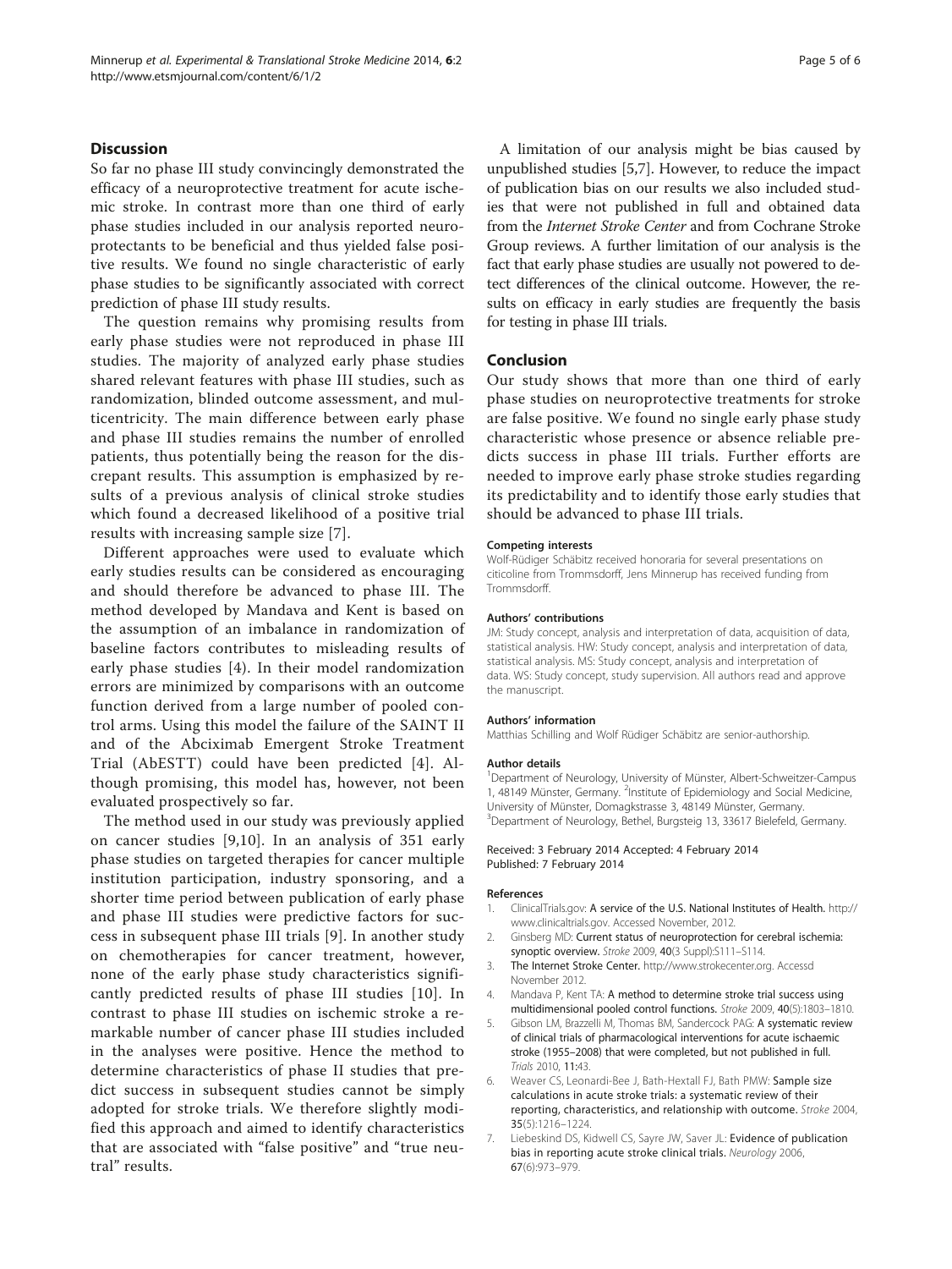## Discussion

So far no phase III study convincingly demonstrated the efficacy of a neuroprotective treatment for acute ischemic stroke. In contrast more than one third of early phase studies included in our analysis reported neuroprotectants to be beneficial and thus yielded false positive results. We found no single characteristic of early phase studies to be significantly associated with correct prediction of phase III study results.

The question remains why promising results from early phase studies were not reproduced in phase III studies. The majority of analyzed early phase studies shared relevant features with phase III studies, such as randomization, blinded outcome assessment, and multicentricity. The main difference between early phase and phase III studies remains the number of enrolled patients, thus potentially being the reason for the discrepant results. This assumption is emphasized by results of a previous analysis of clinical stroke studies which found a decreased likelihood of a positive trial results with increasing sample size [7].

Different approaches were used to evaluate which early studies results can be considered as encouraging and should therefore be advanced to phase III. The method developed by Mandava and Kent is based on the assumption of an imbalance in randomization of baseline factors contributes to misleading results of early phase studies (4). In their model randomization errors are minimized by comparisons with an outcome function derived from a large number of pooled control arms. Using this model the failure of the SAINT II and of the Abciximab Emergent Stroke Treatment Trial (AbESTT) could have been predicted [4]. Although promising, this model has, however, not been evaluated prospectively so far.

The method used in our study was previously applied on cancer studies [9,10]. In an analysis of 351 early phase studies on targeted therapies for cancer multiple institution participation, industry sponsoring, and a shorter time period between publication of early phase and phase III studies were predictive factors for success in subsequent phase III trials [9]. In another study on chemotherapies for cancer treatment, however, none of the early phase study characteristics significantly predicted results of phase III studies [10]. In contrast to phase III studies on ischemic stroke a remarkable number of cancer phase III studies included in the analyses were positive. Hence the method to determine characteristics of phase II studies that predict success in subsequent studies cannot be simply adopted for stroke trials. We therefore slightly modified this approach and aimed to identify characteristics that are associated with "false positive" and "true neutral" results.

A limitation of our analysis might be bias caused by unpublished studies [5,7]. However, to reduce the impact of publication bias on our results we also included studies that were not published in full and obtained data from the *Internet Stroke Center* and from Cochrane Stroke Group reviews. A further limitation of our analysis is the fact that early phase studies are usually not powered to detect differences of the clinical outcome. However, the results on efficacy in early studies are frequently the basis for testing in phase III trials.

## Conclusion

Our study shows that more than one third of early phase studies on neuroprotective treatments for stroke are false positive. We found no single early phase study characteristic whose presence or absence reliable predicts success in phase III trials. Further efforts are needed to improve early phase stroke studies regarding its predictability and to identify those early studies that should be advanced to phase III trials.

#### Competing interests

Wolf-Rüdiger Schäbitz received honoraria for several presentations on citicoline from Trommsdorff, Jens Minnerup has received funding from Trommsdorff.

#### Authors' contributions

JM: Study concept, analysis and interpretation of data, acquisition of data, statistical analysis. HW: Study concept, analysis and interpretation of data, statistical analysis. MS: Study concept, analysis and interpretation of data. WS: Study concept, study supervision. All authors read and approve the manuscript.

#### Authors' information

Matthias Schilling and Wolf Rüdiger Schäbitz are senior-authorship.

#### Author details

[1]Department of Neurology, University of Münster, Albert-Schweitzer-Campus 1, 48149 Münster, Germany. [2]Institute of Epidemiology and Social Medicine, University of Münster, Domagkstrasse 3, 48149 Münster, Germany. [3]Department of Neurology, Bethel, Burgsteig 13, 33617 Bielefeld, Germany.

Received: 3 February 2014 Accepted: 4 February 2014
Published: 7 February 2014

#### References

1. ClinicalTrials.gov: **A service of the U.S. National Institutes of Health.** http://www.clinicaltrials.gov. Accessed November, 2012.
2. Ginsberg MD: **Current status of neuroprotection for cerebral ischemia: synoptic overview.** *Stroke* 2009, **40**(3 Suppl):S111–S114.
3. **The Internet Stroke Center.** http://www.strokecenter.org. Accessd November 2012.
4. Mandava P, Kent TA: **A method to determine stroke trial success using multidimensional pooled control functions.** *Stroke* 2009, **40**(5):1803–1810.
5. Gibson LM, Brazzelli M, Thomas BM, Sandercock PAG: **A systematic review of clinical trials of pharmacological interventions for acute ischaemic stroke (1955–2008) that were completed, but not published in full.** *Trials* 2010, **11**:43.
6. Weaver CS, Leonardi-Bee J, Bath-Hextall FJ, Bath PMW: **Sample size calculations in acute stroke trials: a systematic review of their reporting, characteristics, and relationship with outcome.** *Stroke* 2004, **35**(5):1216–1224.
7. Liebeskind DS, Kidwell CS, Sayre JW, Saver JL: **Evidence of publication bias in reporting acute stroke clinical trials.** *Neurology* 2006, **67**(6):973–979.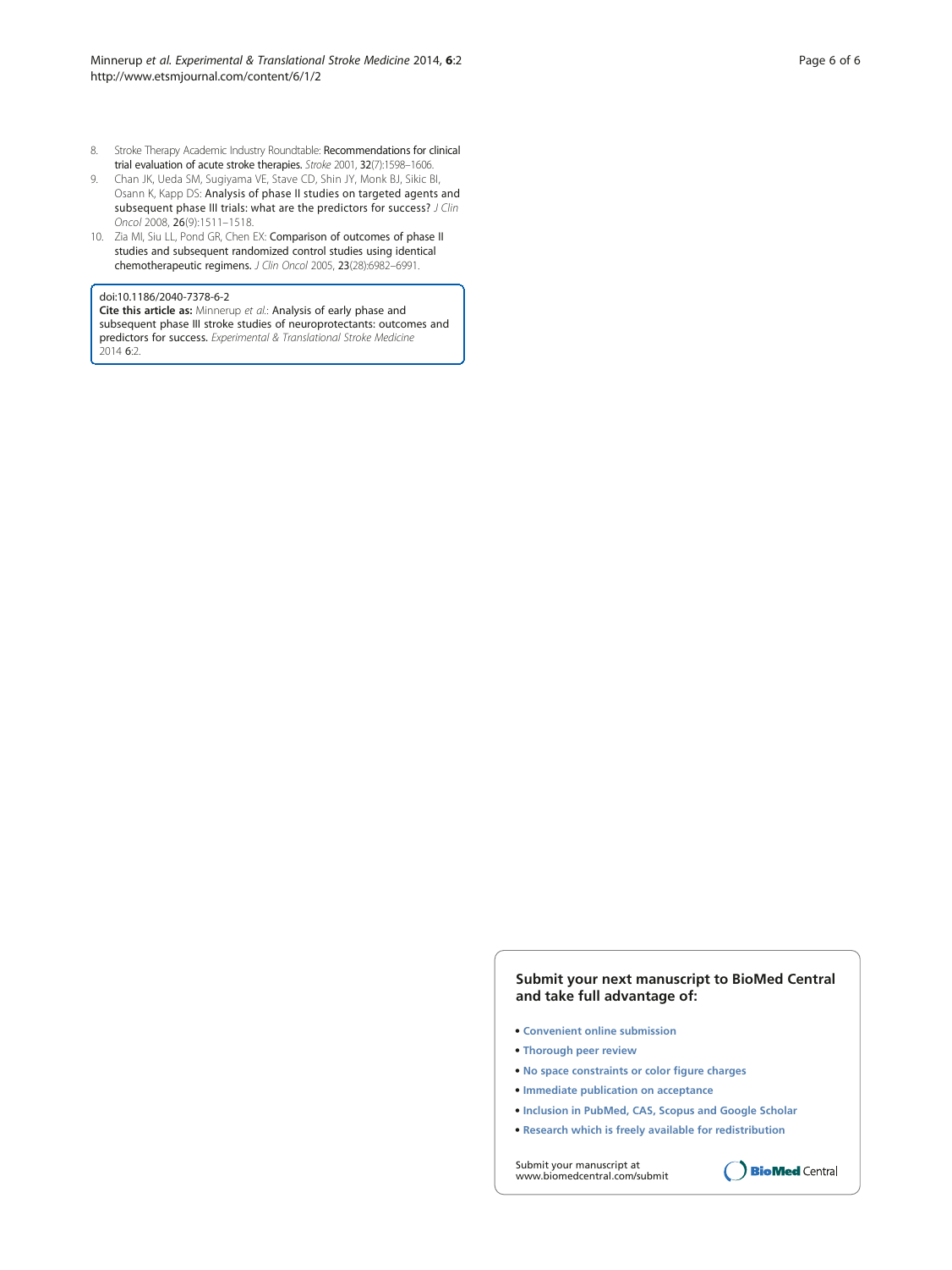8. Stroke Therapy Academic Industry Roundtable: **Recommendations for clinical trial evaluation of acute stroke therapies.** *Stroke* 2001, **32**(7):1598–1606.
9. Chan JK, Ueda SM, Sugiyama VE, Stave CD, Shin JY, Monk BJ, Sikic BI, Osann K, Kapp DS: **Analysis of phase II studies on targeted agents and subsequent phase III trials: what are the predictors for success?** *J Clin Oncol* 2008, **26**(9):1511–1518.
10. Zia MI, Siu LL, Pond GR, Chen EX: **Comparison of outcomes of phase II studies and subsequent randomized control studies using identical chemotherapeutic regimens.** *J Clin Oncol* 2005, **23**(28):6982–6991.

doi:10.1186/2040-7378-6-2

**Cite this article as:** Minnerup *et al.*: Analysis of early phase and subsequent phase III stroke studies of neuroprotectants: outcomes and predictors for success. *Experimental & Translational Stroke Medicine* 2014 **6**:2.

**Submit your next manuscript to BioMed Central and take full advantage of:**

- **Convenient online submission**
- **Thorough peer review**
- **No space constraints or color figure charges**
- **Immediate publication on acceptance**
- **Inclusion in PubMed, CAS, Scopus and Google Scholar**
- **Research which is freely available for redistribution**

Submit your manuscript at
www.biomedcentral.com/submit

BioMed Central